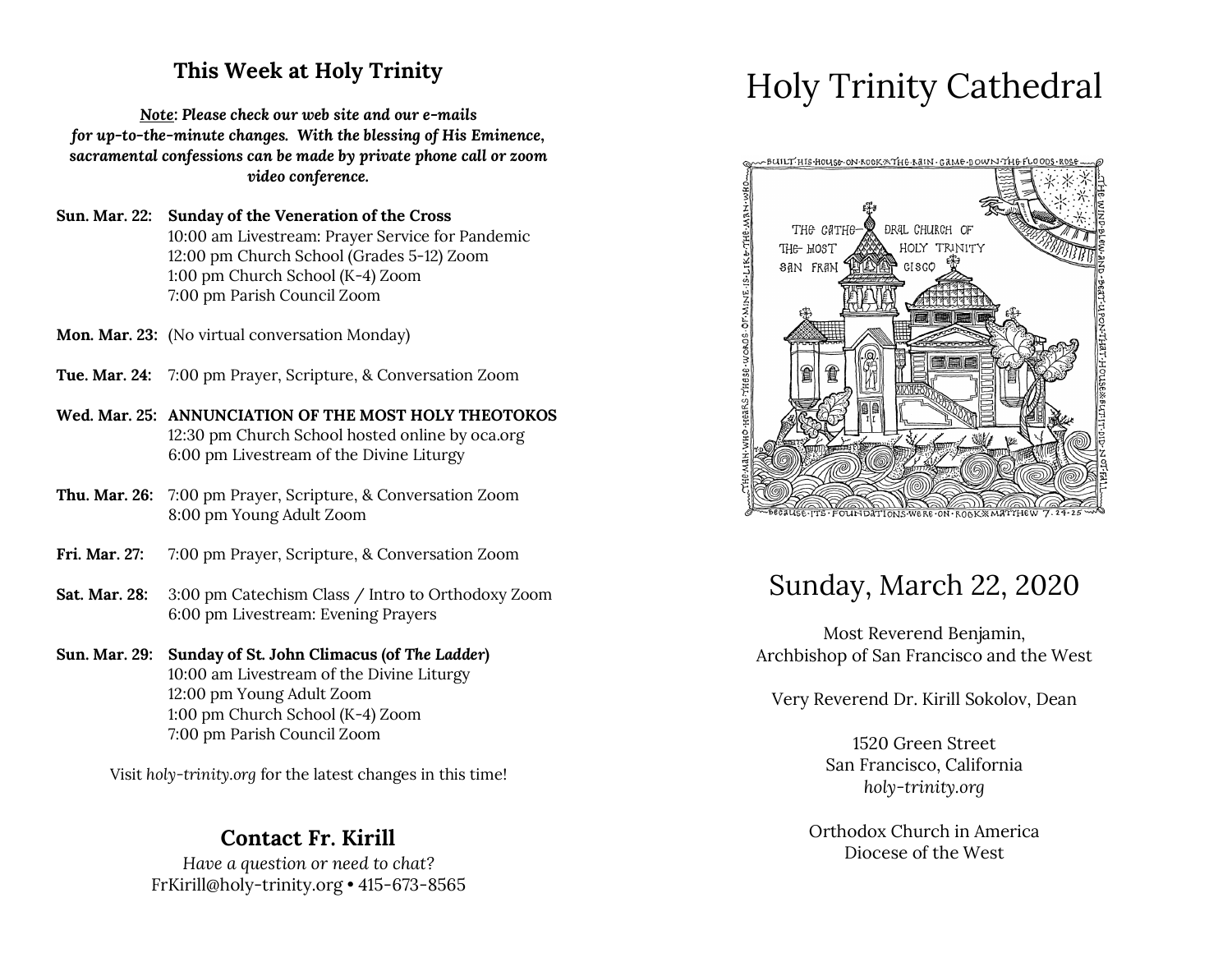## This Week at Holy Trinity

***Note*: Please check our web site and our e-mails for up-to-the-minute changes. With the blessing of His Eminence, sacramental confessions can be made by private phone call or zoom video conference.**

**Sun. Mar. 22:** **Sunday of the Veneration of the Cross**
10:00 am Livestream: Prayer Service for Pandemic
12:00 pm Church School (Grades 5-12) Zoom
1:00 pm Church School (K-4) Zoom
7:00 pm Parish Council Zoom

**Mon. Mar. 23:** (No virtual conversation Monday)

**Tue. Mar. 24:** 7:00 pm Prayer, Scripture, & Conversation Zoom

**Wed. Mar. 25:** **ANNUNCIATION OF THE MOST HOLY THEOTOKOS**
12:30 pm Church School hosted online by oca.org
6:00 pm Livestream of the Divine Liturgy

**Thu. Mar. 26:** 7:00 pm Prayer, Scripture, & Conversation Zoom
8:00 pm Young Adult Zoom

**Fri. Mar. 27:** 7:00 pm Prayer, Scripture, & Conversation Zoom

**Sat. Mar. 28:** 3:00 pm Catechism Class / Intro to Orthodoxy Zoom
6:00 pm Livestream: Evening Prayers

**Sun. Mar. 29:** **Sunday of St. John Climacus (of *The Ladder*)**
10:00 am Livestream of the Divine Liturgy
12:00 pm Young Adult Zoom
1:00 pm Church School (K-4) Zoom
7:00 pm Parish Council Zoom

Visit *holy-trinity.org* for the latest changes in this time!

## Contact Fr. Kirill

*Have a question or need to chat?*
FrKirill@holy-trinity.org • 415-673-8565

# Holy Trinity Cathedral

THE CATHEDRAL CHURCH OF THE MOST HOLY TRINITY SAN FRANCISCO

BUILT HIS HOUSE ON ROCK ✕ THE RAIN CAME DOWN THE FLOODS ROSE THE WIND BLEW AND BEAT UPON THAT HOUSE ✕ BUT IT DID NOT FALL BECAUSE ITS FOUNDATIONS WERE ON ROCK ✕ MATTHEW 7. 24-25 THE MAN WHO HEARS THESE WORDS OF MINE IS LIKE THE MAN WHO

## Sunday, March 22, 2020

Most Reverend Benjamin,
Archbishop of San Francisco and the West

Very Reverend Dr. Kirill Sokolov, Dean

1520 Green Street
San Francisco, California
*holy-trinity.org*

Orthodox Church in America
Diocese of the West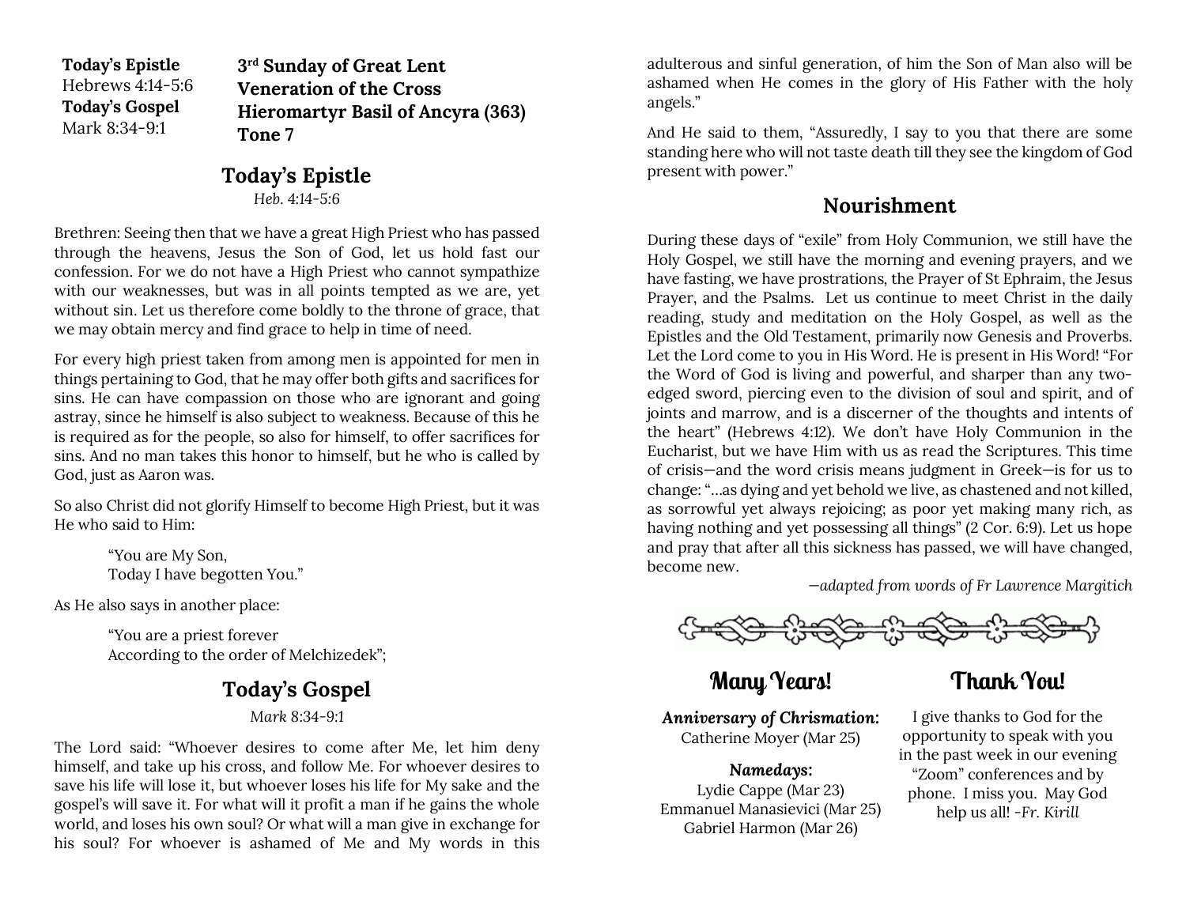**Today's Epistle**
Hebrews 4:14-5:6
**Today's Gospel**
Mark 8:34-9:1

**3rd Sunday of Great Lent**
**Veneration of the Cross**
**Hieromartyr Basil of Ancyra (363)**
**Tone 7**

## Today's Epistle

*Heb. 4:14-5:6*

Brethren: Seeing then that we have a great High Priest who has passed through the heavens, Jesus the Son of God, let us hold fast our confession. For we do not have a High Priest who cannot sympathize with our weaknesses, but was in all points tempted as we are, yet without sin. Let us therefore come boldly to the throne of grace, that we may obtain mercy and find grace to help in time of need.

For every high priest taken from among men is appointed for men in things pertaining to God, that he may offer both gifts and sacrifices for sins. He can have compassion on those who are ignorant and going astray, since he himself is also subject to weakness. Because of this he is required as for the people, so also for himself, to offer sacrifices for sins. And no man takes this honor to himself, but he who is called by God, just as Aaron was.

So also Christ did not glorify Himself to become High Priest, but it was He who said to Him:

> "You are My Son,
> Today I have begotten You."

As He also says in another place:

> "You are a priest forever
> According to the order of Melchizedek";

## Today's Gospel

*Mark 8:34-9:1*

The Lord said: "Whoever desires to come after Me, let him deny himself, and take up his cross, and follow Me. For whoever desires to save his life will lose it, but whoever loses his life for My sake and the gospel's will save it. For what will it profit a man if he gains the whole world, and loses his own soul? Or what will a man give in exchange for his soul? For whoever is ashamed of Me and My words in this adulterous and sinful generation, of him the Son of Man also will be ashamed when He comes in the glory of His Father with the holy angels."

And He said to them, "Assuredly, I say to you that there are some standing here who will not taste death till they see the kingdom of God present with power."

## Nourishment

During these days of "exile" from Holy Communion, we still have the Holy Gospel, we still have the morning and evening prayers, and we have fasting, we have prostrations, the Prayer of St Ephraim, the Jesus Prayer, and the Psalms. Let us continue to meet Christ in the daily reading, study and meditation on the Holy Gospel, as well as the Epistles and the Old Testament, primarily now Genesis and Proverbs. Let the Lord come to you in His Word. He is present in His Word! "For the Word of God is living and powerful, and sharper than any two-edged sword, piercing even to the division of soul and spirit, and of joints and marrow, and is a discerner of the thoughts and intents of the heart" (Hebrews 4:12). We don't have Holy Communion in the Eucharist, but we have Him with us as read the Scriptures. This time of crisis—and the word crisis means judgment in Greek—is for us to change: "…as dying and yet behold we live, as chastened and not killed, as sorrowful yet always rejoicing; as poor yet making many rich, as having nothing and yet possessing all things" (2 Cor. 6:9). Let us hope and pray that after all this sickness has passed, we will have changed, become new.

*—adapted from words of Fr Lawrence Margitich*

## Many Years!

***Anniversary of Chrismation:***
Catherine Moyer (Mar 25)

***Namedays:***
Lydie Cappe (Mar 23)
Emmanuel Manasievici (Mar 25)
Gabriel Harmon (Mar 26)

## Thank You!

I give thanks to God for the opportunity to speak with you in the past week in our evening "Zoom" conferences and by phone. I miss you. May God help us all! -*Fr. Kirill*